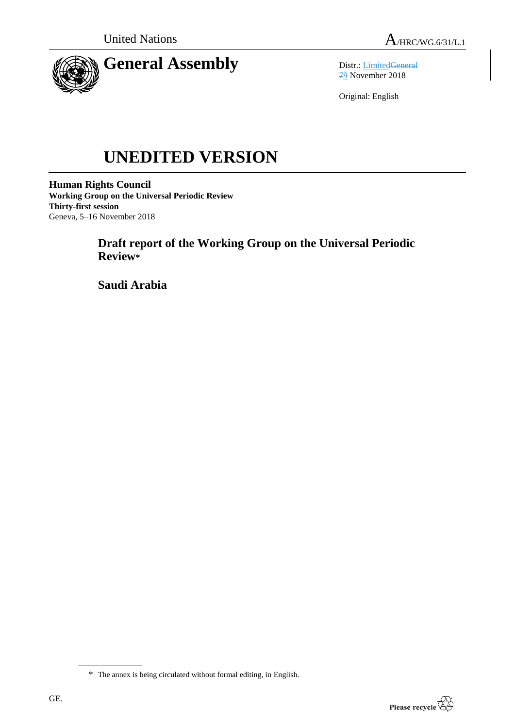United Nations

A/HRC/WG.6/31/L.1

# General Assembly

Distr.: LimitedGeneral
79 November 2018

Original: English

# UNEDITED VERSION

**Human Rights Council**
**Working Group on the Universal Periodic Review**
**Thirty-first session**
Geneva, 5–16 November 2018

## Draft report of the Working Group on the Universal Periodic Review*

## Saudi Arabia

\* The annex is being circulated without formal editing, in English.

GE.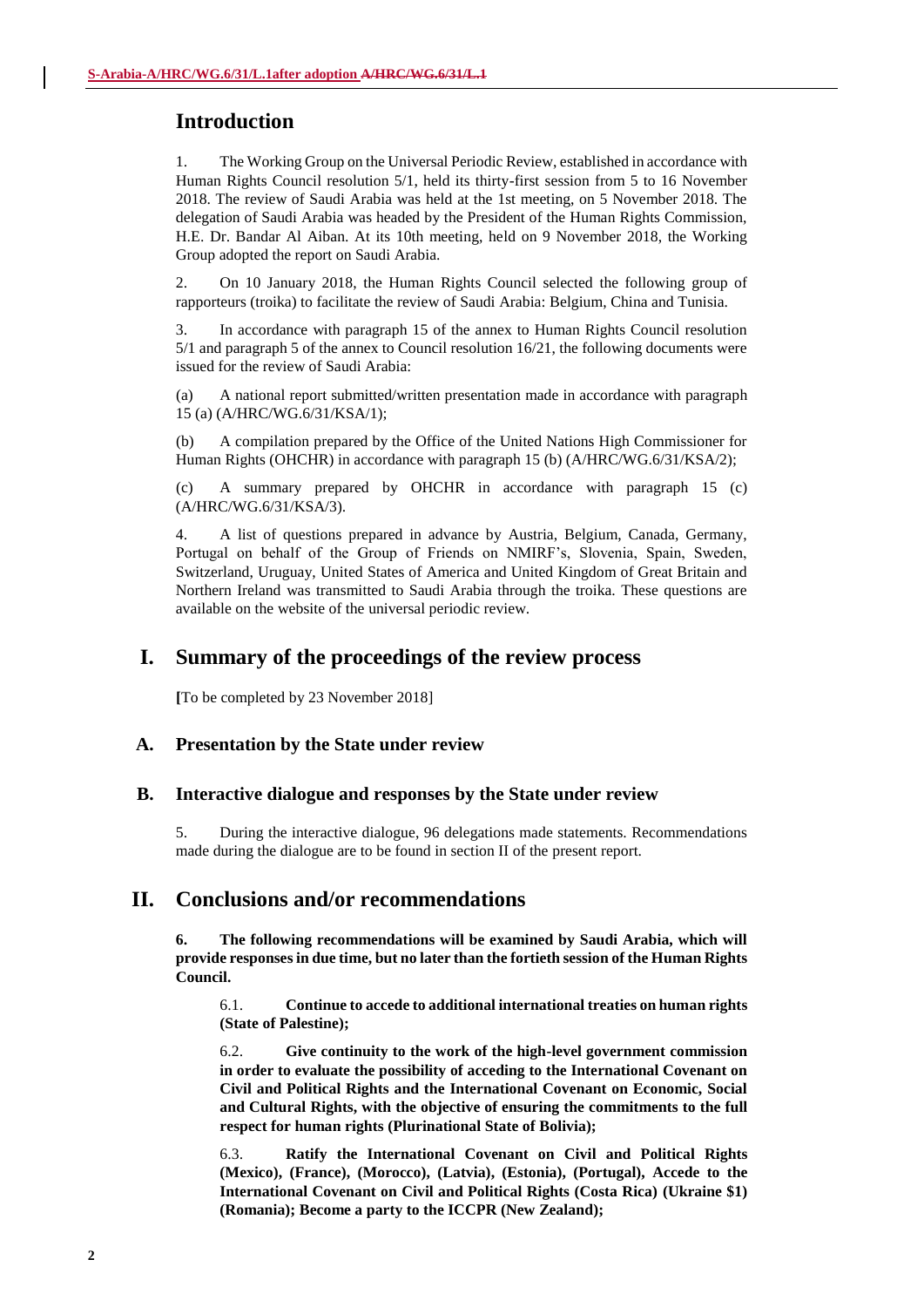## Introduction

1. The Working Group on the Universal Periodic Review, established in accordance with Human Rights Council resolution 5/1, held its thirty-first session from 5 to 16 November 2018. The review of Saudi Arabia was held at the 1st meeting, on 5 November 2018. The delegation of Saudi Arabia was headed by the President of the Human Rights Commission, H.E. Dr. Bandar Al Aiban. At its 10th meeting, held on 9 November 2018, the Working Group adopted the report on Saudi Arabia.

2. On 10 January 2018, the Human Rights Council selected the following group of rapporteurs (troika) to facilitate the review of Saudi Arabia: Belgium, China and Tunisia.

3. In accordance with paragraph 15 of the annex to Human Rights Council resolution 5/1 and paragraph 5 of the annex to Council resolution 16/21, the following documents were issued for the review of Saudi Arabia:

(a) A national report submitted/written presentation made in accordance with paragraph 15 (a) (A/HRC/WG.6/31/KSA/1);

(b) A compilation prepared by the Office of the United Nations High Commissioner for Human Rights (OHCHR) in accordance with paragraph 15 (b) (A/HRC/WG.6/31/KSA/2);

(c) A summary prepared by OHCHR in accordance with paragraph 15 (c) (A/HRC/WG.6/31/KSA/3).

4. A list of questions prepared in advance by Austria, Belgium, Canada, Germany, Portugal on behalf of the Group of Friends on NMIRF's, Slovenia, Spain, Sweden, Switzerland, Uruguay, United States of America and United Kingdom of Great Britain and Northern Ireland was transmitted to Saudi Arabia through the troika. These questions are available on the website of the universal periodic review.

# I. Summary of the proceedings of the review process

[To be completed by 23 November 2018]

## A. Presentation by the State under review

## B. Interactive dialogue and responses by the State under review

5. During the interactive dialogue, 96 delegations made statements. Recommendations made during the dialogue are to be found in section II of the present report.

# II. Conclusions and/or recommendations

**6. The following recommendations will be examined by Saudi Arabia, which will provide responses in due time, but no later than the fortieth session of the Human Rights Council.**

6.1. **Continue to accede to additional international treaties on human rights (State of Palestine);**

6.2. **Give continuity to the work of the high-level government commission in order to evaluate the possibility of acceding to the International Covenant on Civil and Political Rights and the International Covenant on Economic, Social and Cultural Rights, with the objective of ensuring the commitments to the full respect for human rights (Plurinational State of Bolivia);**

6.3. **Ratify the International Covenant on Civil and Political Rights (Mexico), (France), (Morocco), (Latvia), (Estonia), (Portugal), Accede to the International Covenant on Civil and Political Rights (Costa Rica) (Ukraine $1) (Romania); Become a party to the ICCPR (New Zealand);**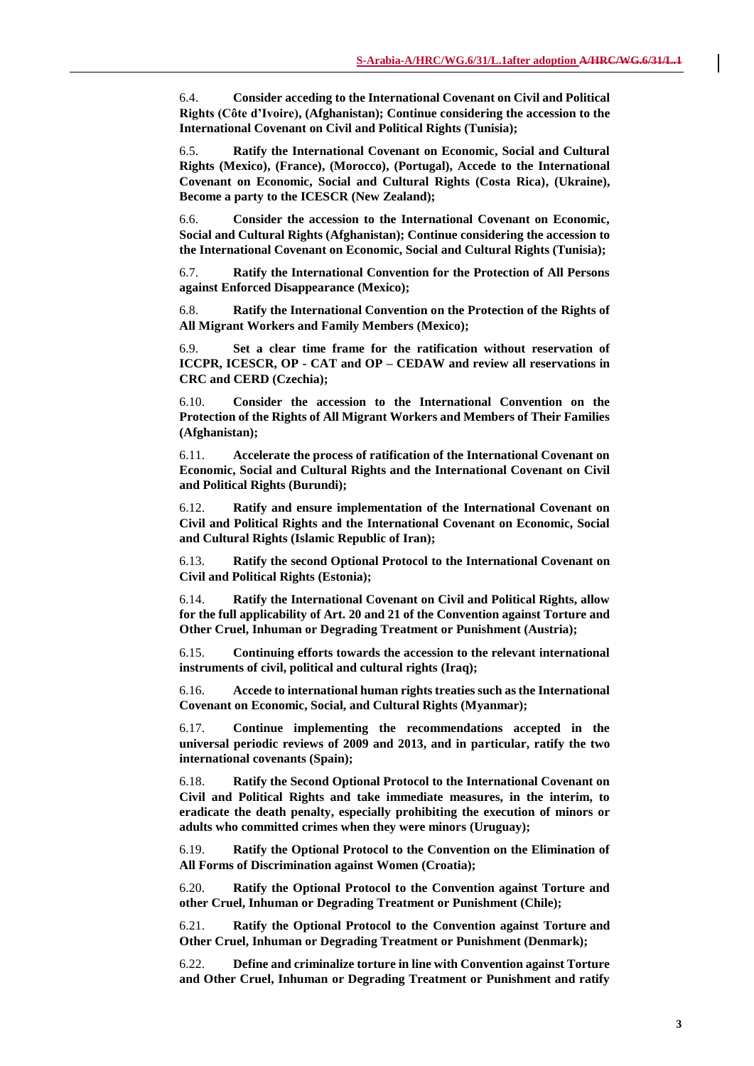6.4. **Consider acceding to the International Covenant on Civil and Political Rights (Côte d'Ivoire), (Afghanistan); Continue considering the accession to the International Covenant on Civil and Political Rights (Tunisia);**

6.5. **Ratify the International Covenant on Economic, Social and Cultural Rights (Mexico), (France), (Morocco), (Portugal), Accede to the International Covenant on Economic, Social and Cultural Rights (Costa Rica), (Ukraine), Become a party to the ICESCR (New Zealand);**

6.6. **Consider the accession to the International Covenant on Economic, Social and Cultural Rights (Afghanistan); Continue considering the accession to the International Covenant on Economic, Social and Cultural Rights (Tunisia);**

6.7. **Ratify the International Convention for the Protection of All Persons against Enforced Disappearance (Mexico);**

6.8. **Ratify the International Convention on the Protection of the Rights of All Migrant Workers and Family Members (Mexico);**

6.9. **Set a clear time frame for the ratification without reservation of ICCPR, ICESCR, OP - CAT and OP – CEDAW and review all reservations in CRC and CERD (Czechia);**

6.10. **Consider the accession to the International Convention on the Protection of the Rights of All Migrant Workers and Members of Their Families (Afghanistan);**

6.11. **Accelerate the process of ratification of the International Covenant on Economic, Social and Cultural Rights and the International Covenant on Civil and Political Rights (Burundi);**

6.12. **Ratify and ensure implementation of the International Covenant on Civil and Political Rights and the International Covenant on Economic, Social and Cultural Rights (Islamic Republic of Iran);**

6.13. **Ratify the second Optional Protocol to the International Covenant on Civil and Political Rights (Estonia);**

6.14. **Ratify the International Covenant on Civil and Political Rights, allow for the full applicability of Art. 20 and 21 of the Convention against Torture and Other Cruel, Inhuman or Degrading Treatment or Punishment (Austria);**

6.15. **Continuing efforts towards the accession to the relevant international instruments of civil, political and cultural rights (Iraq);**

6.16. **Accede to international human rights treaties such as the International Covenant on Economic, Social, and Cultural Rights (Myanmar);**

6.17. **Continue implementing the recommendations accepted in the universal periodic reviews of 2009 and 2013, and in particular, ratify the two international covenants (Spain);**

6.18. **Ratify the Second Optional Protocol to the International Covenant on Civil and Political Rights and take immediate measures, in the interim, to eradicate the death penalty, especially prohibiting the execution of minors or adults who committed crimes when they were minors (Uruguay);**

6.19. **Ratify the Optional Protocol to the Convention on the Elimination of All Forms of Discrimination against Women (Croatia);**

6.20. **Ratify the Optional Protocol to the Convention against Torture and other Cruel, Inhuman or Degrading Treatment or Punishment (Chile);**

6.21. **Ratify the Optional Protocol to the Convention against Torture and Other Cruel, Inhuman or Degrading Treatment or Punishment (Denmark);**

6.22. **Define and criminalize torture in line with Convention against Torture and Other Cruel, Inhuman or Degrading Treatment or Punishment and ratify**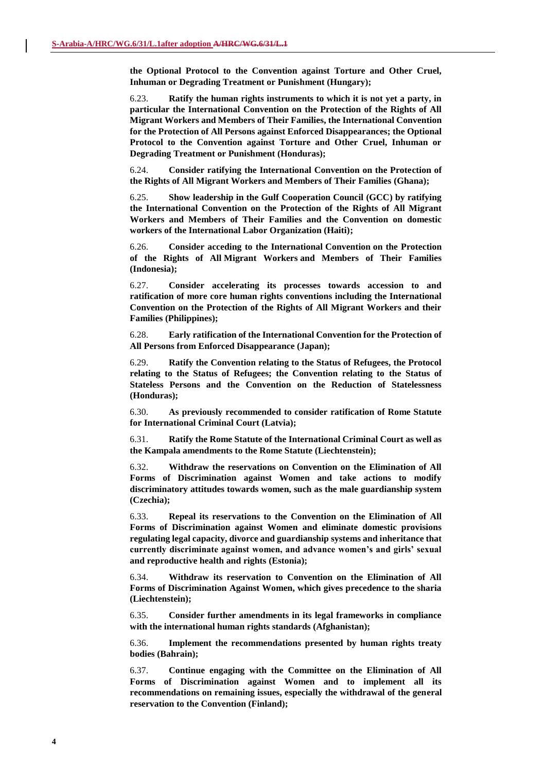**the Optional Protocol to the Convention against Torture and Other Cruel, Inhuman or Degrading Treatment or Punishment (Hungary);**

6.23. **Ratify the human rights instruments to which it is not yet a party, in particular the International Convention on the Protection of the Rights of All Migrant Workers and Members of Their Families, the International Convention for the Protection of All Persons against Enforced Disappearances; the Optional Protocol to the Convention against Torture and Other Cruel, Inhuman or Degrading Treatment or Punishment (Honduras);**

6.24. **Consider ratifying the International Convention on the Protection of the Rights of All Migrant Workers and Members of Their Families (Ghana);**

6.25. **Show leadership in the Gulf Cooperation Council (GCC) by ratifying the International Convention on the Protection of the Rights of All Migrant Workers and Members of Their Families and the Convention on domestic workers of the International Labor Organization (Haiti);**

6.26. **Consider acceding to the International Convention on the Protection of the Rights of All Migrant Workers and Members of Their Families (Indonesia);**

6.27. **Consider accelerating its processes towards accession to and ratification of more core human rights conventions including the International Convention on the Protection of the Rights of All Migrant Workers and their Families (Philippines);**

6.28. **Early ratification of the International Convention for the Protection of All Persons from Enforced Disappearance (Japan);**

6.29. **Ratify the Convention relating to the Status of Refugees, the Protocol relating to the Status of Refugees; the Convention relating to the Status of Stateless Persons and the Convention on the Reduction of Statelessness (Honduras);**

6.30. **As previously recommended to consider ratification of Rome Statute for International Criminal Court (Latvia);**

6.31. **Ratify the Rome Statute of the International Criminal Court as well as the Kampala amendments to the Rome Statute (Liechtenstein);**

6.32. **Withdraw the reservations on Convention on the Elimination of All Forms of Discrimination against Women and take actions to modify discriminatory attitudes towards women, such as the male guardianship system (Czechia);**

6.33. **Repeal its reservations to the Convention on the Elimination of All Forms of Discrimination against Women and eliminate domestic provisions regulating legal capacity, divorce and guardianship systems and inheritance that currently discriminate against women, and advance women's and girls' sexual and reproductive health and rights (Estonia);**

6.34. **Withdraw its reservation to Convention on the Elimination of All Forms of Discrimination Against Women, which gives precedence to the sharia (Liechtenstein);**

6.35. **Consider further amendments in its legal frameworks in compliance with the international human rights standards (Afghanistan);**

6.36. **Implement the recommendations presented by human rights treaty bodies (Bahrain);**

6.37. **Continue engaging with the Committee on the Elimination of All Forms of Discrimination against Women and to implement all its recommendations on remaining issues, especially the withdrawal of the general reservation to the Convention (Finland);**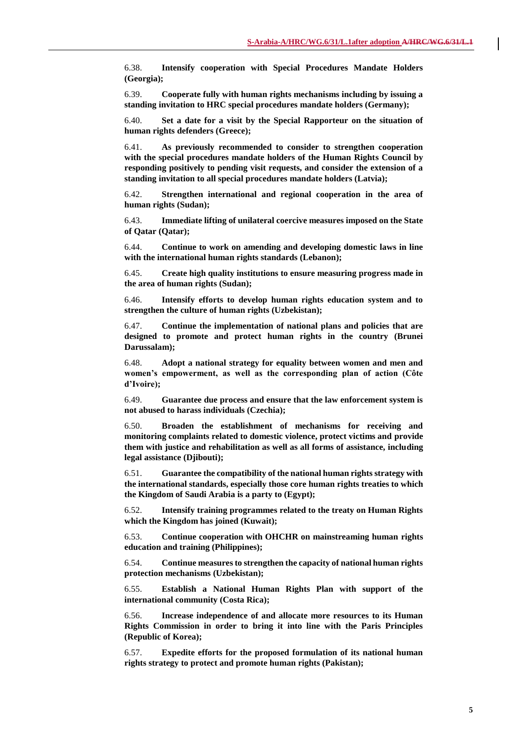6.38. **Intensify cooperation with Special Procedures Mandate Holders (Georgia);**

6.39. **Cooperate fully with human rights mechanisms including by issuing a standing invitation to HRC special procedures mandate holders (Germany);**

6.40. **Set a date for a visit by the Special Rapporteur on the situation of human rights defenders (Greece);**

6.41. **As previously recommended to consider to strengthen cooperation with the special procedures mandate holders of the Human Rights Council by responding positively to pending visit requests, and consider the extension of a standing invitation to all special procedures mandate holders (Latvia);**

6.42. **Strengthen international and regional cooperation in the area of human rights (Sudan);**

6.43. **Immediate lifting of unilateral coercive measures imposed on the State of Qatar (Qatar);**

6.44. **Continue to work on amending and developing domestic laws in line with the international human rights standards (Lebanon);**

6.45. **Create high quality institutions to ensure measuring progress made in the area of human rights (Sudan);**

6.46. **Intensify efforts to develop human rights education system and to strengthen the culture of human rights (Uzbekistan);**

6.47. **Continue the implementation of national plans and policies that are designed to promote and protect human rights in the country (Brunei Darussalam);**

6.48. **Adopt a national strategy for equality between women and men and women's empowerment, as well as the corresponding plan of action (Côte d'Ivoire);**

6.49. **Guarantee due process and ensure that the law enforcement system is not abused to harass individuals (Czechia);**

6.50. **Broaden the establishment of mechanisms for receiving and monitoring complaints related to domestic violence, protect victims and provide them with justice and rehabilitation as well as all forms of assistance, including legal assistance (Djibouti);**

6.51. **Guarantee the compatibility of the national human rights strategy with the international standards, especially those core human rights treaties to which the Kingdom of Saudi Arabia is a party to (Egypt);**

6.52. **Intensify training programmes related to the treaty on Human Rights which the Kingdom has joined (Kuwait);**

6.53. **Continue cooperation with OHCHR on mainstreaming human rights education and training (Philippines);**

6.54. **Continue measures to strengthen the capacity of national human rights protection mechanisms (Uzbekistan);**

6.55. **Establish a National Human Rights Plan with support of the international community (Costa Rica);**

6.56. **Increase independence of and allocate more resources to its Human Rights Commission in order to bring it into line with the Paris Principles (Republic of Korea);**

6.57. **Expedite efforts for the proposed formulation of its national human rights strategy to protect and promote human rights (Pakistan);**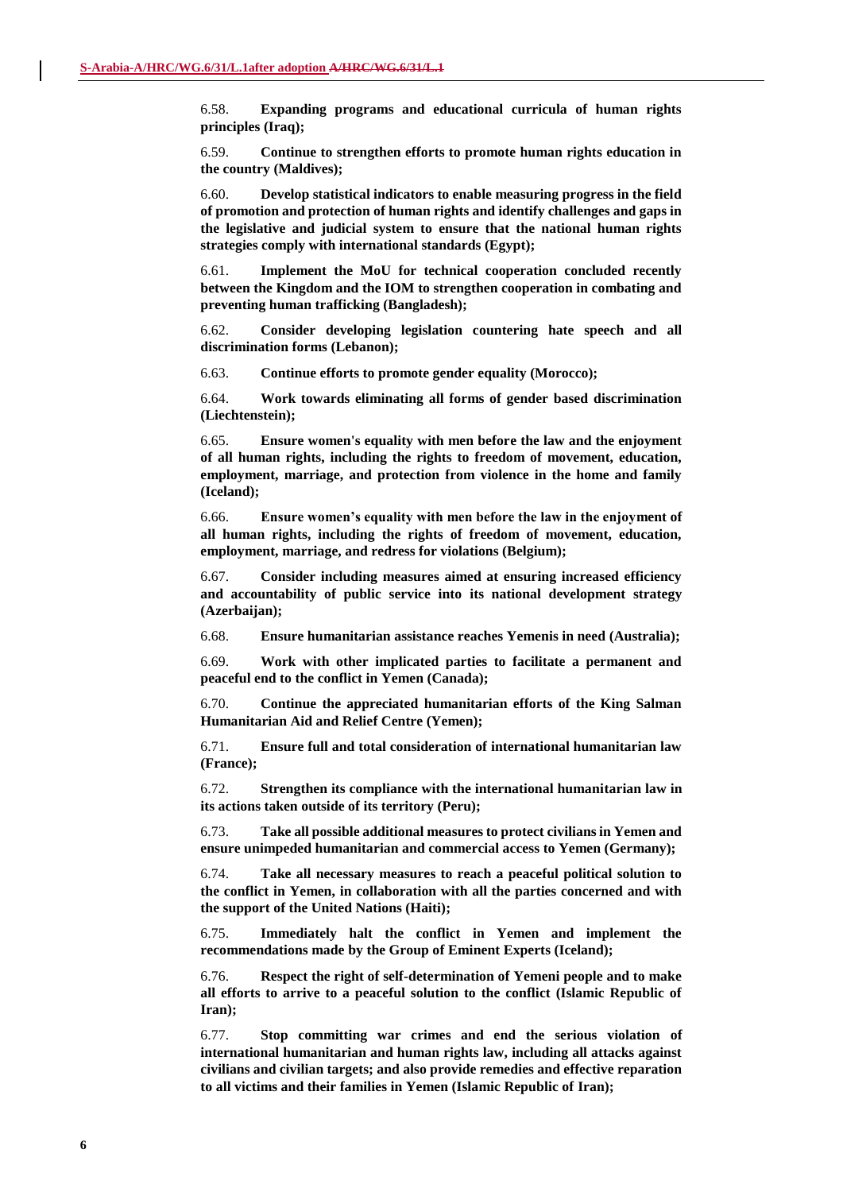6.58. **Expanding programs and educational curricula of human rights principles (Iraq);**

6.59. **Continue to strengthen efforts to promote human rights education in the country (Maldives);**

6.60. **Develop statistical indicators to enable measuring progress in the field of promotion and protection of human rights and identify challenges and gaps in the legislative and judicial system to ensure that the national human rights strategies comply with international standards (Egypt);**

6.61. **Implement the MoU for technical cooperation concluded recently between the Kingdom and the IOM to strengthen cooperation in combating and preventing human trafficking (Bangladesh);**

6.62. **Consider developing legislation countering hate speech and all discrimination forms (Lebanon);**

6.63. **Continue efforts to promote gender equality (Morocco);**

6.64. **Work towards eliminating all forms of gender based discrimination (Liechtenstein);**

6.65. **Ensure women's equality with men before the law and the enjoyment of all human rights, including the rights to freedom of movement, education, employment, marriage, and protection from violence in the home and family (Iceland);**

6.66. **Ensure women's equality with men before the law in the enjoyment of all human rights, including the rights of freedom of movement, education, employment, marriage, and redress for violations (Belgium);**

6.67. **Consider including measures aimed at ensuring increased efficiency and accountability of public service into its national development strategy (Azerbaijan);**

6.68. **Ensure humanitarian assistance reaches Yemenis in need (Australia);**

6.69. **Work with other implicated parties to facilitate a permanent and peaceful end to the conflict in Yemen (Canada);**

6.70. **Continue the appreciated humanitarian efforts of the King Salman Humanitarian Aid and Relief Centre (Yemen);**

6.71. **Ensure full and total consideration of international humanitarian law (France);**

6.72. **Strengthen its compliance with the international humanitarian law in its actions taken outside of its territory (Peru);**

6.73. **Take all possible additional measures to protect civilians in Yemen and ensure unimpeded humanitarian and commercial access to Yemen (Germany);**

6.74. **Take all necessary measures to reach a peaceful political solution to the conflict in Yemen, in collaboration with all the parties concerned and with the support of the United Nations (Haiti);**

6.75. **Immediately halt the conflict in Yemen and implement the recommendations made by the Group of Eminent Experts (Iceland);**

6.76. **Respect the right of self-determination of Yemeni people and to make all efforts to arrive to a peaceful solution to the conflict (Islamic Republic of Iran);**

6.77. **Stop committing war crimes and end the serious violation of international humanitarian and human rights law, including all attacks against civilians and civilian targets; and also provide remedies and effective reparation to all victims and their families in Yemen (Islamic Republic of Iran);**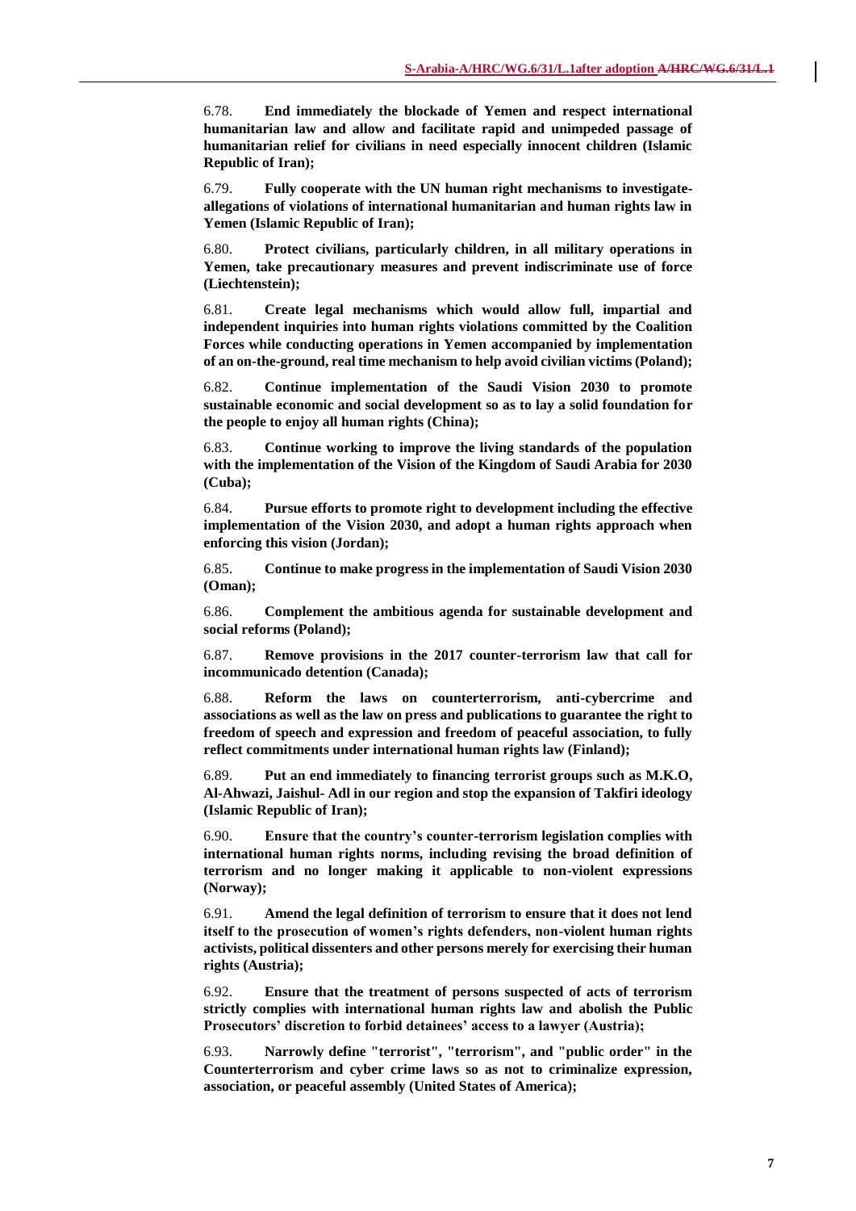6.78. **End immediately the blockade of Yemen and respect international humanitarian law and allow and facilitate rapid and unimpeded passage of humanitarian relief for civilians in need especially innocent children (Islamic Republic of Iran);**

6.79. **Fully cooperate with the UN human right mechanisms to investigate allegations of violations of international humanitarian and human rights law in Yemen (Islamic Republic of Iran);**

6.80. **Protect civilians, particularly children, in all military operations in Yemen, take precautionary measures and prevent indiscriminate use of force (Liechtenstein);**

6.81. **Create legal mechanisms which would allow full, impartial and independent inquiries into human rights violations committed by the Coalition Forces while conducting operations in Yemen accompanied by implementation of an on-the-ground, real time mechanism to help avoid civilian victims (Poland);**

6.82. **Continue implementation of the Saudi Vision 2030 to promote sustainable economic and social development so as to lay a solid foundation for the people to enjoy all human rights (China);**

6.83. **Continue working to improve the living standards of the population with the implementation of the Vision of the Kingdom of Saudi Arabia for 2030 (Cuba);**

6.84. **Pursue efforts to promote right to development including the effective implementation of the Vision 2030, and adopt a human rights approach when enforcing this vision (Jordan);**

6.85. **Continue to make progress in the implementation of Saudi Vision 2030 (Oman);**

6.86. **Complement the ambitious agenda for sustainable development and social reforms (Poland);**

6.87. **Remove provisions in the 2017 counter-terrorism law that call for incommunicado detention (Canada);**

6.88. **Reform the laws on counterterrorism, anti-cybercrime and associations as well as the law on press and publications to guarantee the right to freedom of speech and expression and freedom of peaceful association, to fully reflect commitments under international human rights law (Finland);**

6.89. **Put an end immediately to financing terrorist groups such as M.K.O, Al-Ahwazi, Jaishul- Adl in our region and stop the expansion of Takfiri ideology (Islamic Republic of Iran);**

6.90. **Ensure that the country's counter-terrorism legislation complies with international human rights norms, including revising the broad definition of terrorism and no longer making it applicable to non-violent expressions (Norway);**

6.91. **Amend the legal definition of terrorism to ensure that it does not lend itself to the prosecution of women's rights defenders, non-violent human rights activists, political dissenters and other persons merely for exercising their human rights (Austria);**

6.92. **Ensure that the treatment of persons suspected of acts of terrorism strictly complies with international human rights law and abolish the Public Prosecutors' discretion to forbid detainees' access to a lawyer (Austria);**

6.93. **Narrowly define "terrorist", "terrorism", and "public order" in the Counterterrorism and cyber crime laws so as not to criminalize expression, association, or peaceful assembly (United States of America);**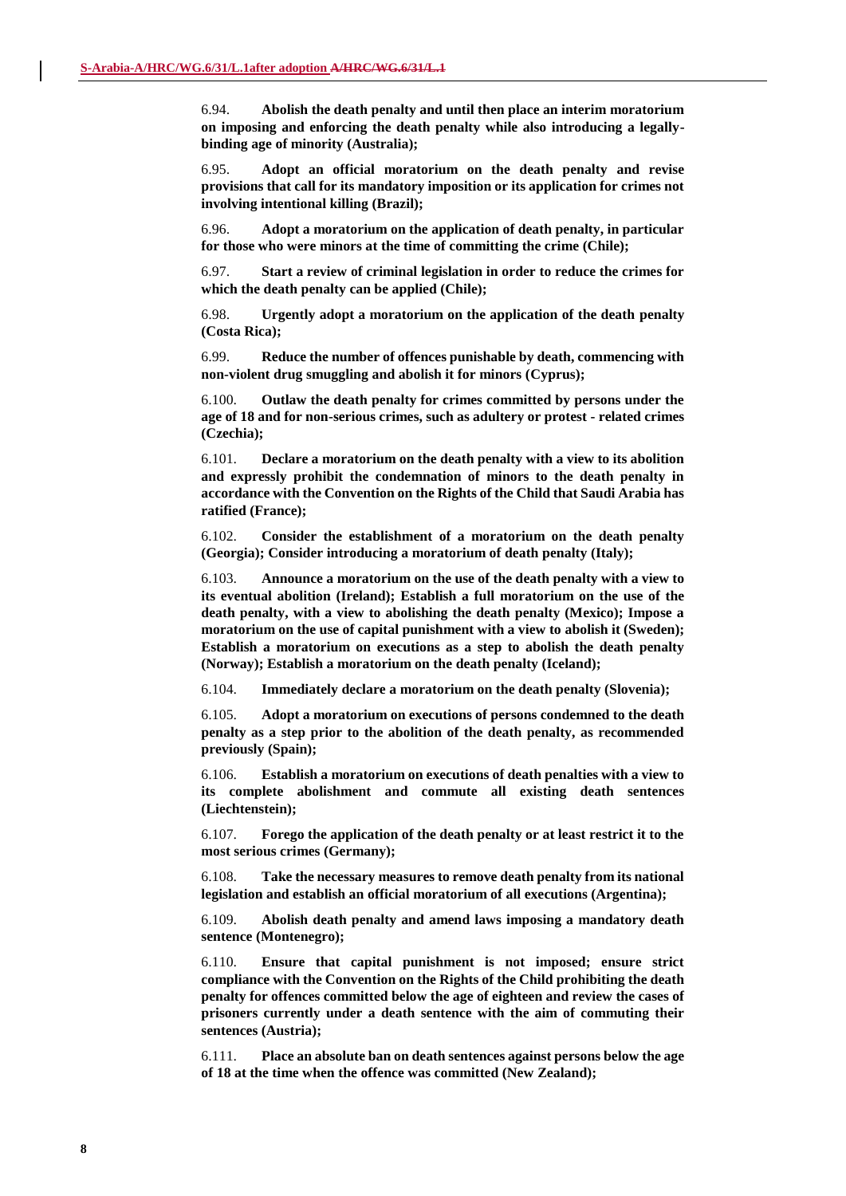6.94. **Abolish the death penalty and until then place an interim moratorium on imposing and enforcing the death penalty while also introducing a legally-binding age of minority (Australia);**

6.95. **Adopt an official moratorium on the death penalty and revise provisions that call for its mandatory imposition or its application for crimes not involving intentional killing (Brazil);**

6.96. **Adopt a moratorium on the application of death penalty, in particular for those who were minors at the time of committing the crime (Chile);**

6.97. **Start a review of criminal legislation in order to reduce the crimes for which the death penalty can be applied (Chile);**

6.98. **Urgently adopt a moratorium on the application of the death penalty (Costa Rica);**

6.99. **Reduce the number of offences punishable by death, commencing with non-violent drug smuggling and abolish it for minors (Cyprus);**

6.100. **Outlaw the death penalty for crimes committed by persons under the age of 18 and for non-serious crimes, such as adultery or protest - related crimes (Czechia);**

6.101. **Declare a moratorium on the death penalty with a view to its abolition and expressly prohibit the condemnation of minors to the death penalty in accordance with the Convention on the Rights of the Child that Saudi Arabia has ratified (France);**

6.102. **Consider the establishment of a moratorium on the death penalty (Georgia); Consider introducing a moratorium of death penalty (Italy);**

6.103. **Announce a moratorium on the use of the death penalty with a view to its eventual abolition (Ireland); Establish a full moratorium on the use of the death penalty, with a view to abolishing the death penalty (Mexico); Impose a moratorium on the use of capital punishment with a view to abolish it (Sweden); Establish a moratorium on executions as a step to abolish the death penalty (Norway); Establish a moratorium on the death penalty (Iceland);**

6.104. **Immediately declare a moratorium on the death penalty (Slovenia);**

6.105. **Adopt a moratorium on executions of persons condemned to the death penalty as a step prior to the abolition of the death penalty, as recommended previously (Spain);**

6.106. **Establish a moratorium on executions of death penalties with a view to its complete abolishment and commute all existing death sentences (Liechtenstein);**

6.107. **Forego the application of the death penalty or at least restrict it to the most serious crimes (Germany);**

6.108. **Take the necessary measures to remove death penalty from its national legislation and establish an official moratorium of all executions (Argentina);**

6.109. **Abolish death penalty and amend laws imposing a mandatory death sentence (Montenegro);**

6.110. **Ensure that capital punishment is not imposed; ensure strict compliance with the Convention on the Rights of the Child prohibiting the death penalty for offences committed below the age of eighteen and review the cases of prisoners currently under a death sentence with the aim of commuting their sentences (Austria);**

6.111. **Place an absolute ban on death sentences against persons below the age of 18 at the time when the offence was committed (New Zealand);**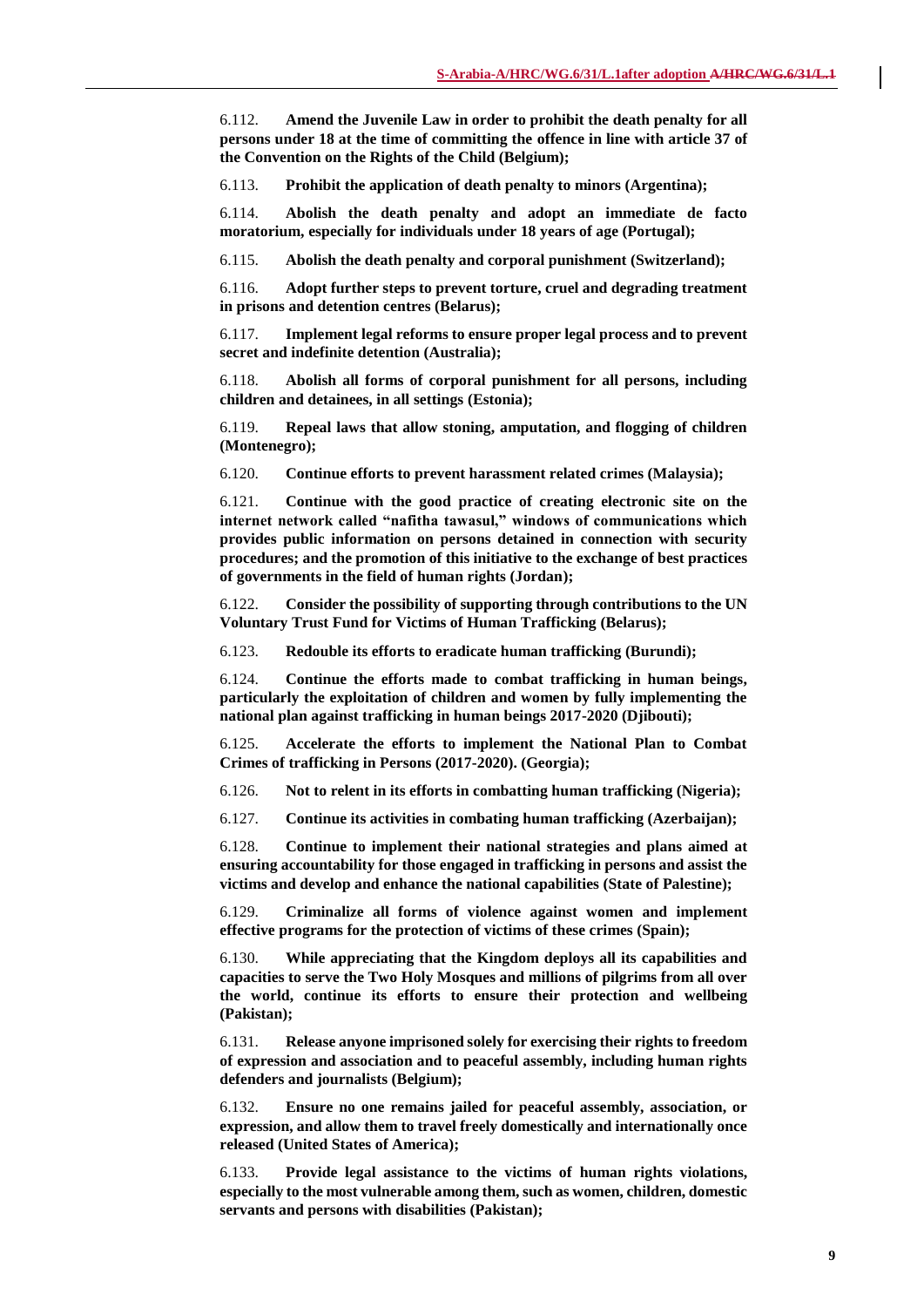6.112. **Amend the Juvenile Law in order to prohibit the death penalty for all persons under 18 at the time of committing the offence in line with article 37 of the Convention on the Rights of the Child (Belgium);**

6.113. **Prohibit the application of death penalty to minors (Argentina);**

6.114. **Abolish the death penalty and adopt an immediate de facto moratorium, especially for individuals under 18 years of age (Portugal);**

6.115. **Abolish the death penalty and corporal punishment (Switzerland);**

6.116. **Adopt further steps to prevent torture, cruel and degrading treatment in prisons and detention centres (Belarus);**

6.117. **Implement legal reforms to ensure proper legal process and to prevent secret and indefinite detention (Australia);**

6.118. **Abolish all forms of corporal punishment for all persons, including children and detainees, in all settings (Estonia);**

6.119. **Repeal laws that allow stoning, amputation, and flogging of children (Montenegro);**

6.120. **Continue efforts to prevent harassment related crimes (Malaysia);**

6.121. **Continue with the good practice of creating electronic site on the internet network called "nafitha tawasul," windows of communications which provides public information on persons detained in connection with security procedures; and the promotion of this initiative to the exchange of best practices of governments in the field of human rights (Jordan);**

6.122. **Consider the possibility of supporting through contributions to the UN Voluntary Trust Fund for Victims of Human Trafficking (Belarus);**

6.123. **Redouble its efforts to eradicate human trafficking (Burundi);**

6.124. **Continue the efforts made to combat trafficking in human beings, particularly the exploitation of children and women by fully implementing the national plan against trafficking in human beings 2017-2020 (Djibouti);**

6.125. **Accelerate the efforts to implement the National Plan to Combat Crimes of trafficking in Persons (2017-2020). (Georgia);**

6.126. **Not to relent in its efforts in combatting human trafficking (Nigeria);**

6.127. **Continue its activities in combating human trafficking (Azerbaijan);**

6.128. **Continue to implement their national strategies and plans aimed at ensuring accountability for those engaged in trafficking in persons and assist the victims and develop and enhance the national capabilities (State of Palestine);**

6.129. **Criminalize all forms of violence against women and implement effective programs for the protection of victims of these crimes (Spain);**

6.130. **While appreciating that the Kingdom deploys all its capabilities and capacities to serve the Two Holy Mosques and millions of pilgrims from all over the world, continue its efforts to ensure their protection and wellbeing (Pakistan);**

6.131. **Release anyone imprisoned solely for exercising their rights to freedom of expression and association and to peaceful assembly, including human rights defenders and journalists (Belgium);**

6.132. **Ensure no one remains jailed for peaceful assembly, association, or expression, and allow them to travel freely domestically and internationally once released (United States of America);**

6.133. **Provide legal assistance to the victims of human rights violations, especially to the most vulnerable among them, such as women, children, domestic servants and persons with disabilities (Pakistan);**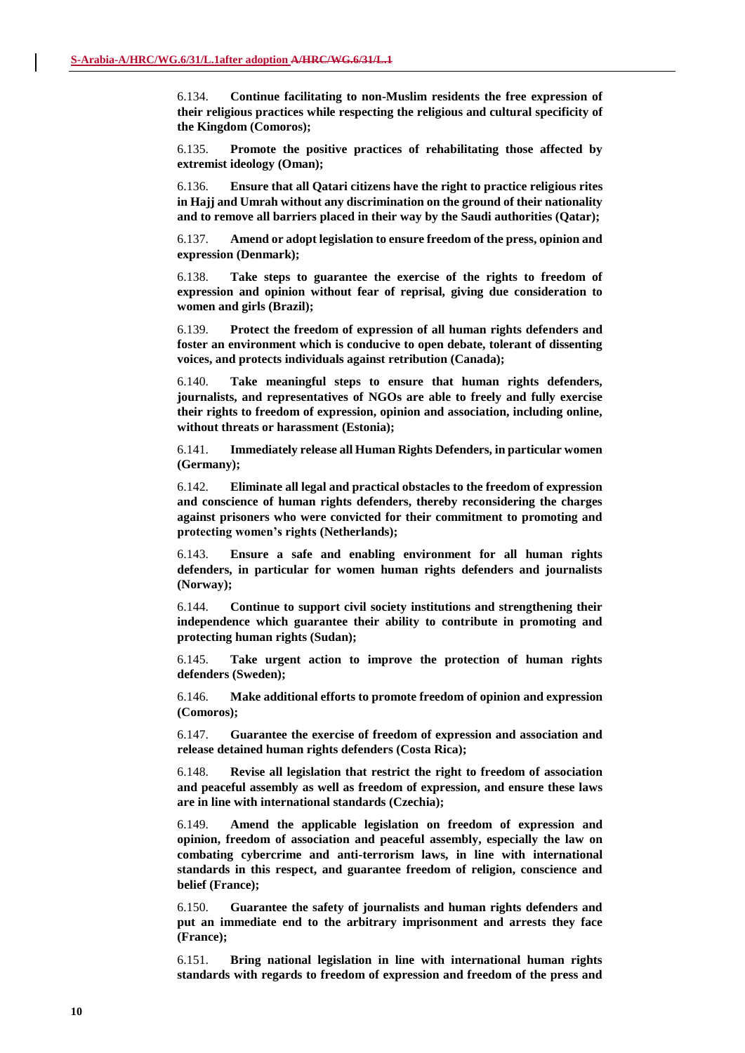6.134. **Continue facilitating to non-Muslim residents the free expression of their religious practices while respecting the religious and cultural specificity of the Kingdom (Comoros);**

6.135. **Promote the positive practices of rehabilitating those affected by extremist ideology (Oman);**

6.136. **Ensure that all Qatari citizens have the right to practice religious rites in Hajj and Umrah without any discrimination on the ground of their nationality and to remove all barriers placed in their way by the Saudi authorities (Qatar);**

6.137. **Amend or adopt legislation to ensure freedom of the press, opinion and expression (Denmark);**

6.138. **Take steps to guarantee the exercise of the rights to freedom of expression and opinion without fear of reprisal, giving due consideration to women and girls (Brazil);**

6.139. **Protect the freedom of expression of all human rights defenders and foster an environment which is conducive to open debate, tolerant of dissenting voices, and protects individuals against retribution (Canada);**

6.140. **Take meaningful steps to ensure that human rights defenders, journalists, and representatives of NGOs are able to freely and fully exercise their rights to freedom of expression, opinion and association, including online, without threats or harassment (Estonia);**

6.141. **Immediately release all Human Rights Defenders, in particular women (Germany);**

6.142. **Eliminate all legal and practical obstacles to the freedom of expression and conscience of human rights defenders, thereby reconsidering the charges against prisoners who were convicted for their commitment to promoting and protecting women's rights (Netherlands);**

6.143. **Ensure a safe and enabling environment for all human rights defenders, in particular for women human rights defenders and journalists (Norway);**

6.144. **Continue to support civil society institutions and strengthening their independence which guarantee their ability to contribute in promoting and protecting human rights (Sudan);**

6.145. **Take urgent action to improve the protection of human rights defenders (Sweden);**

6.146. **Make additional efforts to promote freedom of opinion and expression (Comoros);**

6.147. **Guarantee the exercise of freedom of expression and association and release detained human rights defenders (Costa Rica);**

6.148. **Revise all legislation that restrict the right to freedom of association and peaceful assembly as well as freedom of expression, and ensure these laws are in line with international standards (Czechia);**

6.149. **Amend the applicable legislation on freedom of expression and opinion, freedom of association and peaceful assembly, especially the law on combating cybercrime and anti-terrorism laws, in line with international standards in this respect, and guarantee freedom of religion, conscience and belief (France);**

6.150. **Guarantee the safety of journalists and human rights defenders and put an immediate end to the arbitrary imprisonment and arrests they face (France);**

6.151. **Bring national legislation in line with international human rights standards with regards to freedom of expression and freedom of the press and**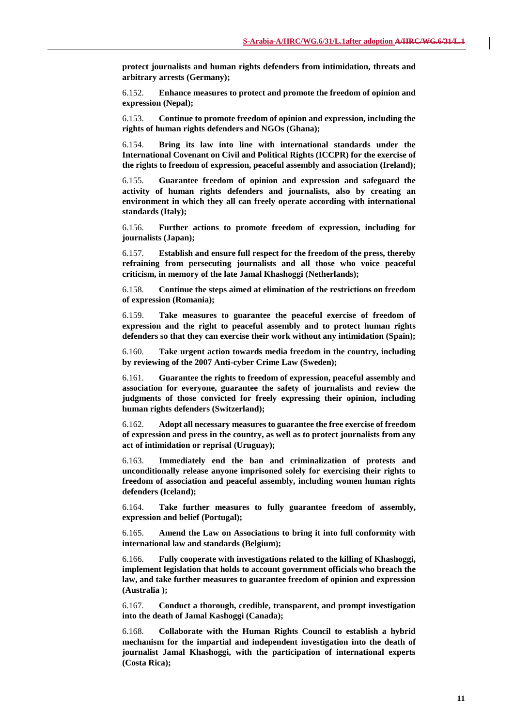**protect journalists and human rights defenders from intimidation, threats and arbitrary arrests (Germany);**

6.152. **Enhance measures to protect and promote the freedom of opinion and expression (Nepal);**

6.153. **Continue to promote freedom of opinion and expression, including the rights of human rights defenders and NGOs (Ghana);**

6.154. **Bring its law into line with international standards under the International Covenant on Civil and Political Rights (ICCPR) for the exercise of the rights to freedom of expression, peaceful assembly and association (Ireland);**

6.155. **Guarantee freedom of opinion and expression and safeguard the activity of human rights defenders and journalists, also by creating an environment in which they all can freely operate according with international standards (Italy);**

6.156. **Further actions to promote freedom of expression, including for journalists (Japan);**

6.157. **Establish and ensure full respect for the freedom of the press, thereby refraining from persecuting journalists and all those who voice peaceful criticism, in memory of the late Jamal Khashoggi (Netherlands);**

6.158. **Continue the steps aimed at elimination of the restrictions on freedom of expression (Romania);**

6.159. **Take measures to guarantee the peaceful exercise of freedom of expression and the right to peaceful assembly and to protect human rights defenders so that they can exercise their work without any intimidation (Spain);**

6.160. **Take urgent action towards media freedom in the country, including by reviewing of the 2007 Anti-cyber Crime Law (Sweden);**

6.161. **Guarantee the rights to freedom of expression, peaceful assembly and association for everyone, guarantee the safety of journalists and review the judgments of those convicted for freely expressing their opinion, including human rights defenders (Switzerland);**

6.162. **Adopt all necessary measures to guarantee the free exercise of freedom of expression and press in the country, as well as to protect journalists from any act of intimidation or reprisal (Uruguay);**

6.163. **Immediately end the ban and criminalization of protests and unconditionally release anyone imprisoned solely for exercising their rights to freedom of association and peaceful assembly, including women human rights defenders (Iceland);**

6.164. **Take further measures to fully guarantee freedom of assembly, expression and belief (Portugal);**

6.165. **Amend the Law on Associations to bring it into full conformity with international law and standards (Belgium);**

6.166. **Fully cooperate with investigations related to the killing of Khashoggi, implement legislation that holds to account government officials who breach the law, and take further measures to guarantee freedom of opinion and expression (Australia );**

6.167. **Conduct a thorough, credible, transparent, and prompt investigation into the death of Jamal Kashoggi (Canada);**

6.168. **Collaborate with the Human Rights Council to establish a hybrid mechanism for the impartial and independent investigation into the death of journalist Jamal Khashoggi, with the participation of international experts (Costa Rica);**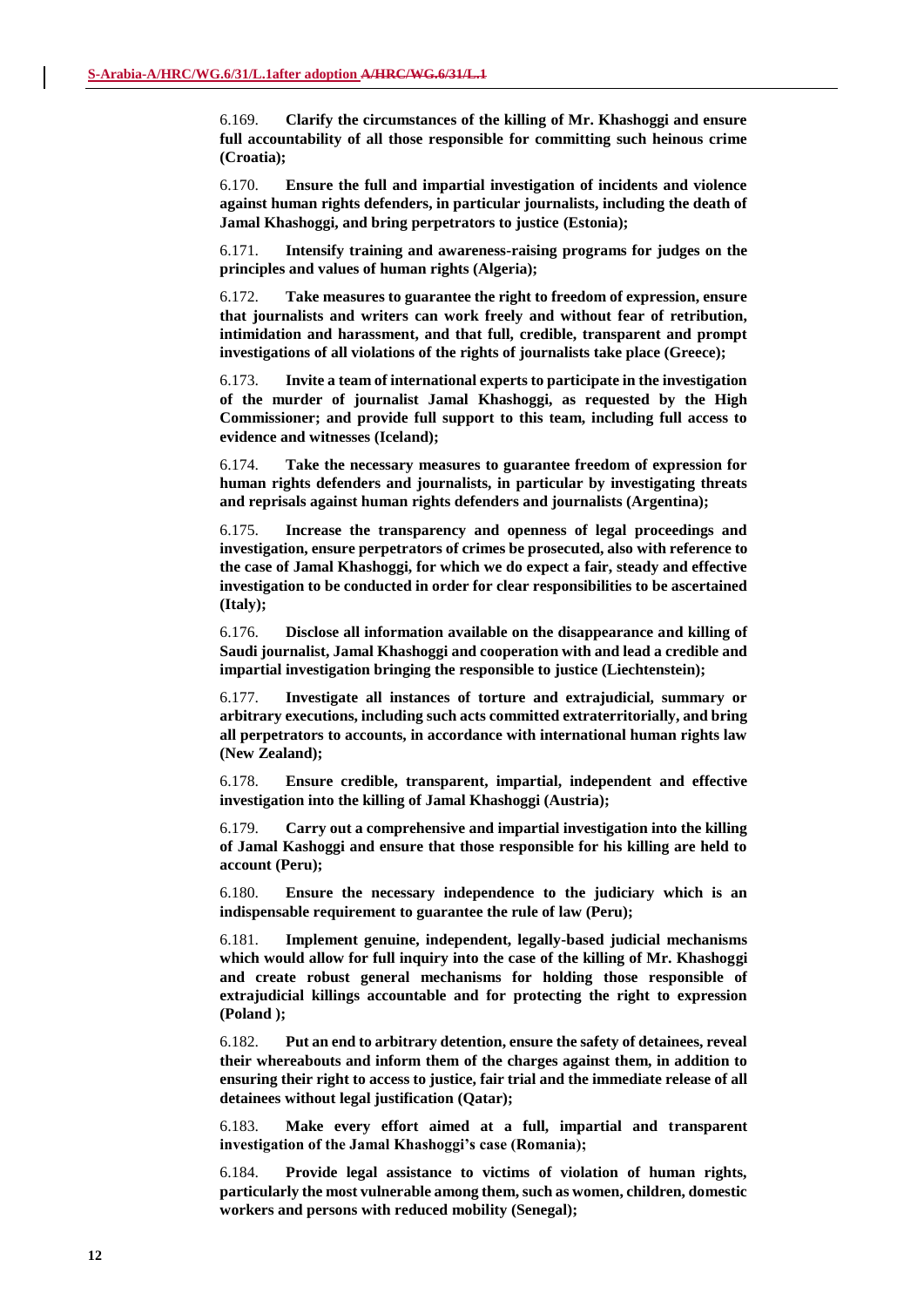6.169. **Clarify the circumstances of the killing of Mr. Khashoggi and ensure full accountability of all those responsible for committing such heinous crime (Croatia);**

6.170. **Ensure the full and impartial investigation of incidents and violence against human rights defenders, in particular journalists, including the death of Jamal Khashoggi, and bring perpetrators to justice (Estonia);**

6.171. **Intensify training and awareness-raising programs for judges on the principles and values of human rights (Algeria);**

6.172. **Take measures to guarantee the right to freedom of expression, ensure that journalists and writers can work freely and without fear of retribution, intimidation and harassment, and that full, credible, transparent and prompt investigations of all violations of the rights of journalists take place (Greece);**

6.173. **Invite a team of international experts to participate in the investigation of the murder of journalist Jamal Khashoggi, as requested by the High Commissioner; and provide full support to this team, including full access to evidence and witnesses (Iceland);**

6.174. **Take the necessary measures to guarantee freedom of expression for human rights defenders and journalists, in particular by investigating threats and reprisals against human rights defenders and journalists (Argentina);**

6.175. **Increase the transparency and openness of legal proceedings and investigation, ensure perpetrators of crimes be prosecuted, also with reference to the case of Jamal Khashoggi, for which we do expect a fair, steady and effective investigation to be conducted in order for clear responsibilities to be ascertained (Italy);**

6.176. **Disclose all information available on the disappearance and killing of Saudi journalist, Jamal Khashoggi and cooperation with and lead a credible and impartial investigation bringing the responsible to justice (Liechtenstein);**

6.177. **Investigate all instances of torture and extrajudicial, summary or arbitrary executions, including such acts committed extraterritorially, and bring all perpetrators to accounts, in accordance with international human rights law (New Zealand);**

6.178. **Ensure credible, transparent, impartial, independent and effective investigation into the killing of Jamal Khashoggi (Austria);**

6.179. **Carry out a comprehensive and impartial investigation into the killing of Jamal Kashoggi and ensure that those responsible for his killing are held to account (Peru);**

6.180. **Ensure the necessary independence to the judiciary which is an indispensable requirement to guarantee the rule of law (Peru);**

6.181. **Implement genuine, independent, legally-based judicial mechanisms which would allow for full inquiry into the case of the killing of Mr. Khashoggi and create robust general mechanisms for holding those responsible of extrajudicial killings accountable and for protecting the right to expression (Poland );**

6.182. **Put an end to arbitrary detention, ensure the safety of detainees, reveal their whereabouts and inform them of the charges against them, in addition to ensuring their right to access to justice, fair trial and the immediate release of all detainees without legal justification (Qatar);**

6.183. **Make every effort aimed at a full, impartial and transparent investigation of the Jamal Khashoggi's case (Romania);**

6.184. **Provide legal assistance to victims of violation of human rights, particularly the most vulnerable among them, such as women, children, domestic workers and persons with reduced mobility (Senegal);**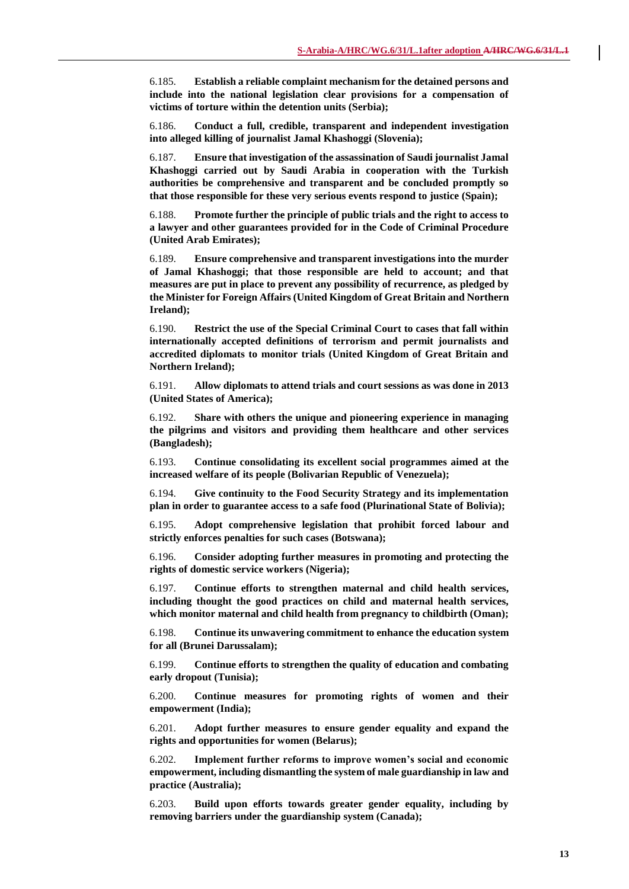6.185. **Establish a reliable complaint mechanism for the detained persons and include into the national legislation clear provisions for a compensation of victims of torture within the detention units (Serbia);**

6.186. **Conduct a full, credible, transparent and independent investigation into alleged killing of journalist Jamal Khashoggi (Slovenia);**

6.187. **Ensure that investigation of the assassination of Saudi journalist Jamal Khashoggi carried out by Saudi Arabia in cooperation with the Turkish authorities be comprehensive and transparent and be concluded promptly so that those responsible for these very serious events respond to justice (Spain);**

6.188. **Promote further the principle of public trials and the right to access to a lawyer and other guarantees provided for in the Code of Criminal Procedure (United Arab Emirates);**

6.189. **Ensure comprehensive and transparent investigations into the murder of Jamal Khashoggi; that those responsible are held to account; and that measures are put in place to prevent any possibility of recurrence, as pledged by the Minister for Foreign Affairs (United Kingdom of Great Britain and Northern Ireland);**

6.190. **Restrict the use of the Special Criminal Court to cases that fall within internationally accepted definitions of terrorism and permit journalists and accredited diplomats to monitor trials (United Kingdom of Great Britain and Northern Ireland);**

6.191. **Allow diplomats to attend trials and court sessions as was done in 2013 (United States of America);**

6.192. **Share with others the unique and pioneering experience in managing the pilgrims and visitors and providing them healthcare and other services (Bangladesh);**

6.193. **Continue consolidating its excellent social programmes aimed at the increased welfare of its people (Bolivarian Republic of Venezuela);**

6.194. **Give continuity to the Food Security Strategy and its implementation plan in order to guarantee access to a safe food (Plurinational State of Bolivia);**

6.195. **Adopt comprehensive legislation that prohibit forced labour and strictly enforces penalties for such cases (Botswana);**

6.196. **Consider adopting further measures in promoting and protecting the rights of domestic service workers (Nigeria);**

6.197. **Continue efforts to strengthen maternal and child health services, including thought the good practices on child and maternal health services, which monitor maternal and child health from pregnancy to childbirth (Oman);**

6.198. **Continue its unwavering commitment to enhance the education system for all (Brunei Darussalam);**

6.199. **Continue efforts to strengthen the quality of education and combating early dropout (Tunisia);**

6.200. **Continue measures for promoting rights of women and their empowerment (India);**

6.201. **Adopt further measures to ensure gender equality and expand the rights and opportunities for women (Belarus);**

6.202. **Implement further reforms to improve women's social and economic empowerment, including dismantling the system of male guardianship in law and practice (Australia);**

6.203. **Build upon efforts towards greater gender equality, including by removing barriers under the guardianship system (Canada);**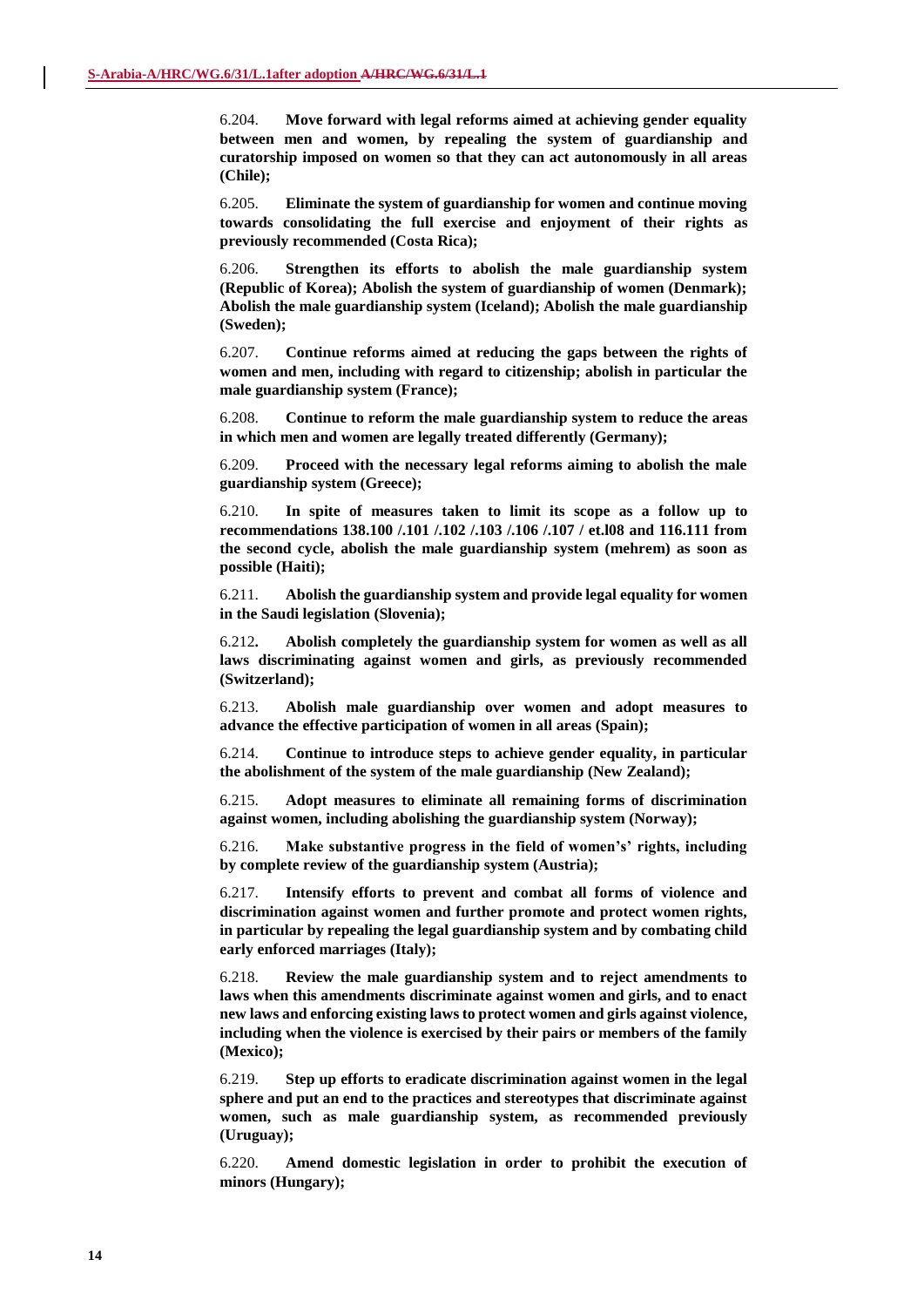6.204. **Move forward with legal reforms aimed at achieving gender equality between men and women, by repealing the system of guardianship and curatorship imposed on women so that they can act autonomously in all areas (Chile);**

6.205. **Eliminate the system of guardianship for women and continue moving towards consolidating the full exercise and enjoyment of their rights as previously recommended (Costa Rica);**

6.206. **Strengthen its efforts to abolish the male guardianship system (Republic of Korea); Abolish the system of guardianship of women (Denmark); Abolish the male guardianship system (Iceland); Abolish the male guardianship (Sweden);**

6.207. **Continue reforms aimed at reducing the gaps between the rights of women and men, including with regard to citizenship; abolish in particular the male guardianship system (France);**

6.208. **Continue to reform the male guardianship system to reduce the areas in which men and women are legally treated differently (Germany);**

6.209. **Proceed with the necessary legal reforms aiming to abolish the male guardianship system (Greece);**

6.210. **In spite of measures taken to limit its scope as a follow up to recommendations 138.100 /.101 /.102 /.103 /.106 /.107 / et.l08 and 116.111 from the second cycle, abolish the male guardianship system (mehrem) as soon as possible (Haiti);**

6.211. **Abolish the guardianship system and provide legal equality for women in the Saudi legislation (Slovenia);**

6.212**. Abolish completely the guardianship system for women as well as all laws discriminating against women and girls, as previously recommended (Switzerland);**

6.213. **Abolish male guardianship over women and adopt measures to advance the effective participation of women in all areas (Spain);**

6.214. **Continue to introduce steps to achieve gender equality, in particular the abolishment of the system of the male guardianship (New Zealand);**

6.215. **Adopt measures to eliminate all remaining forms of discrimination against women, including abolishing the guardianship system (Norway);**

6.216. **Make substantive progress in the field of women's' rights, including by complete review of the guardianship system (Austria);**

6.217. **Intensify efforts to prevent and combat all forms of violence and discrimination against women and further promote and protect women rights, in particular by repealing the legal guardianship system and by combating child early enforced marriages (Italy);**

6.218. **Review the male guardianship system and to reject amendments to laws when this amendments discriminate against women and girls, and to enact new laws and enforcing existing laws to protect women and girls against violence, including when the violence is exercised by their pairs or members of the family (Mexico);**

6.219. **Step up efforts to eradicate discrimination against women in the legal sphere and put an end to the practices and stereotypes that discriminate against women, such as male guardianship system, as recommended previously (Uruguay);**

6.220. **Amend domestic legislation in order to prohibit the execution of minors (Hungary);**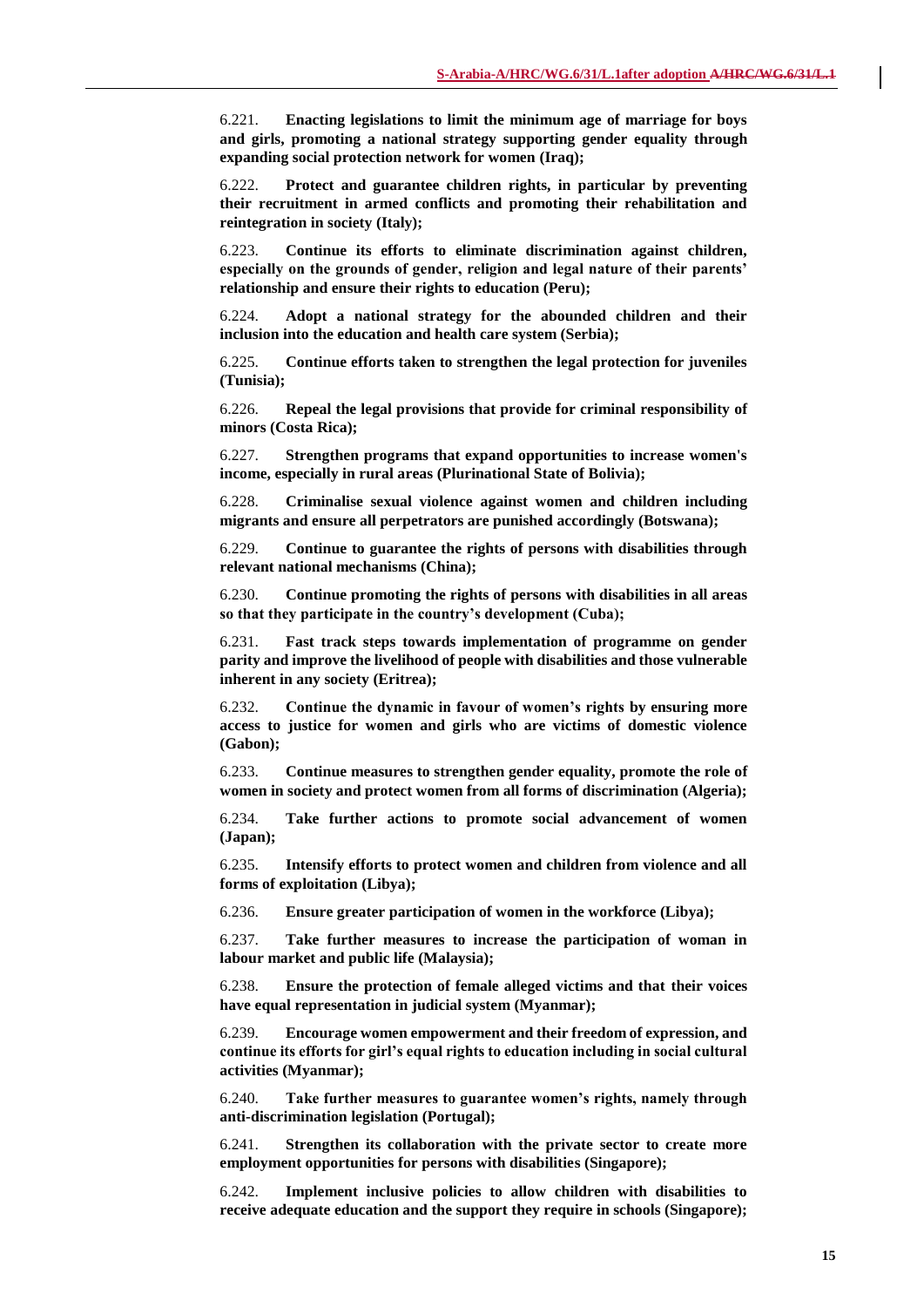6.221. **Enacting legislations to limit the minimum age of marriage for boys and girls, promoting a national strategy supporting gender equality through expanding social protection network for women (Iraq);**

6.222. **Protect and guarantee children rights, in particular by preventing their recruitment in armed conflicts and promoting their rehabilitation and reintegration in society (Italy);**

6.223. **Continue its efforts to eliminate discrimination against children, especially on the grounds of gender, religion and legal nature of their parents' relationship and ensure their rights to education (Peru);**

6.224. **Adopt a national strategy for the abounded children and their inclusion into the education and health care system (Serbia);**

6.225. **Continue efforts taken to strengthen the legal protection for juveniles (Tunisia);**

6.226. **Repeal the legal provisions that provide for criminal responsibility of minors (Costa Rica);**

6.227. **Strengthen programs that expand opportunities to increase women's income, especially in rural areas (Plurinational State of Bolivia);**

6.228. **Criminalise sexual violence against women and children including migrants and ensure all perpetrators are punished accordingly (Botswana);**

6.229. **Continue to guarantee the rights of persons with disabilities through relevant national mechanisms (China);**

6.230. **Continue promoting the rights of persons with disabilities in all areas so that they participate in the country's development (Cuba);**

6.231. **Fast track steps towards implementation of programme on gender parity and improve the livelihood of people with disabilities and those vulnerable inherent in any society (Eritrea);**

6.232. **Continue the dynamic in favour of women's rights by ensuring more access to justice for women and girls who are victims of domestic violence (Gabon);**

6.233. **Continue measures to strengthen gender equality, promote the role of women in society and protect women from all forms of discrimination (Algeria);**

6.234. **Take further actions to promote social advancement of women (Japan);**

6.235. **Intensify efforts to protect women and children from violence and all forms of exploitation (Libya);**

6.236. **Ensure greater participation of women in the workforce (Libya);**

6.237. **Take further measures to increase the participation of woman in labour market and public life (Malaysia);**

6.238. **Ensure the protection of female alleged victims and that their voices have equal representation in judicial system (Myanmar);**

6.239. **Encourage women empowerment and their freedom of expression, and continue its efforts for girl's equal rights to education including in social cultural activities (Myanmar);**

6.240. **Take further measures to guarantee women's rights, namely through anti-discrimination legislation (Portugal);**

6.241. **Strengthen its collaboration with the private sector to create more employment opportunities for persons with disabilities (Singapore);**

6.242. **Implement inclusive policies to allow children with disabilities to receive adequate education and the support they require in schools (Singapore);**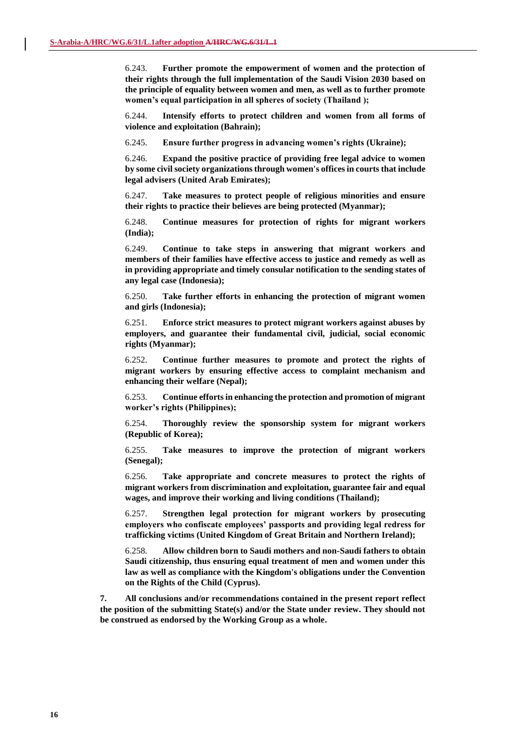6.243. **Further promote the empowerment of women and the protection of their rights through the full implementation of the Saudi Vision 2030 based on the principle of equality between women and men, as well as to further promote women's equal participation in all spheres of society (Thailand );**

6.244. **Intensify efforts to protect children and women from all forms of violence and exploitation (Bahrain);**

6.245. **Ensure further progress in advancing women's rights (Ukraine);**

6.246. **Expand the positive practice of providing free legal advice to women by some civil society organizations through women's offices in courts that include legal advisers (United Arab Emirates);**

6.247. **Take measures to protect people of religious minorities and ensure their rights to practice their believes are being protected (Myanmar);**

6.248. **Continue measures for protection of rights for migrant workers (India);**

6.249. **Continue to take steps in answering that migrant workers and members of their families have effective access to justice and remedy as well as in providing appropriate and timely consular notification to the sending states of any legal case (Indonesia);**

6.250. **Take further efforts in enhancing the protection of migrant women and girls (Indonesia);**

6.251. **Enforce strict measures to protect migrant workers against abuses by employers, and guarantee their fundamental civil, judicial, social economic rights (Myanmar);**

6.252. **Continue further measures to promote and protect the rights of migrant workers by ensuring effective access to complaint mechanism and enhancing their welfare (Nepal);**

6.253. **Continue efforts in enhancing the protection and promotion of migrant worker's rights (Philippines);**

6.254. **Thoroughly review the sponsorship system for migrant workers (Republic of Korea);**

6.255. **Take measures to improve the protection of migrant workers (Senegal);**

6.256. **Take appropriate and concrete measures to protect the rights of migrant workers from discrimination and exploitation, guarantee fair and equal wages, and improve their working and living conditions (Thailand);**

6.257. **Strengthen legal protection for migrant workers by prosecuting employers who confiscate employees' passports and providing legal redress for trafficking victims (United Kingdom of Great Britain and Northern Ireland);**

6.258. **Allow children born to Saudi mothers and non-Saudi fathers to obtain Saudi citizenship, thus ensuring equal treatment of men and women under this law as well as compliance with the Kingdom's obligations under the Convention on the Rights of the Child (Cyprus).**

**7. All conclusions and/or recommendations contained in the present report reflect the position of the submitting State(s) and/or the State under review. They should not be construed as endorsed by the Working Group as a whole.**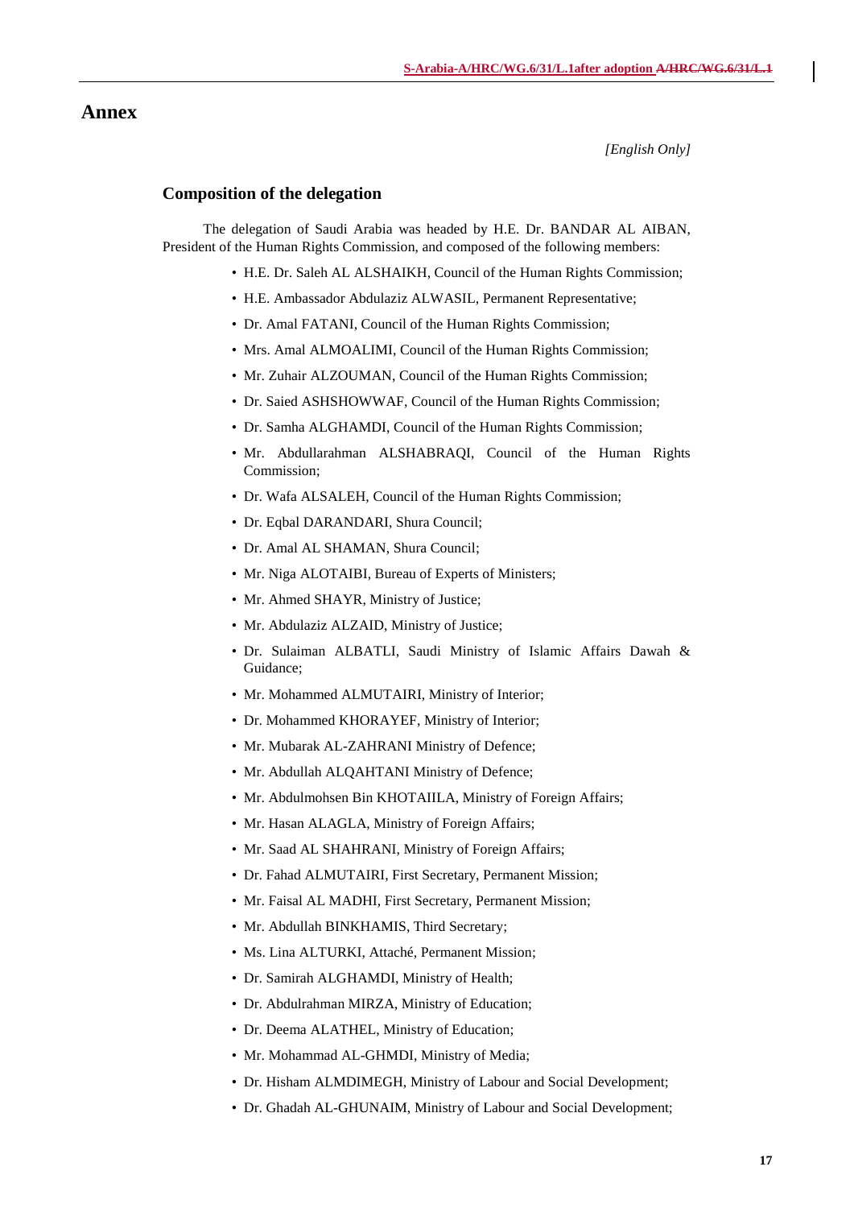# Annex

*[English Only]*

## Composition of the delegation

The delegation of Saudi Arabia was headed by H.E. Dr. BANDAR AL AIBAN, President of the Human Rights Commission, and composed of the following members:

- H.E. Dr. Saleh AL ALSHAIKH, Council of the Human Rights Commission;
- H.E. Ambassador Abdulaziz ALWASIL, Permanent Representative;
- Dr. Amal FATANI, Council of the Human Rights Commission;
- Mrs. Amal ALMOALIMI, Council of the Human Rights Commission;
- Mr. Zuhair ALZOUMAN, Council of the Human Rights Commission;
- Dr. Saied ASHSHOWWAF, Council of the Human Rights Commission;
- Dr. Samha ALGHAMDI, Council of the Human Rights Commission;
- Mr. Abdullarahman ALSHABRAQI, Council of the Human Rights Commission;
- Dr. Wafa ALSALEH, Council of the Human Rights Commission;
- Dr. Eqbal DARANDARI, Shura Council;
- Dr. Amal AL SHAMAN, Shura Council;
- Mr. Niga ALOTAIBI, Bureau of Experts of Ministers;
- Mr. Ahmed SHAYR, Ministry of Justice;
- Mr. Abdulaziz ALZAID, Ministry of Justice;
- Dr. Sulaiman ALBATLI, Saudi Ministry of Islamic Affairs Dawah & Guidance;
- Mr. Mohammed ALMUTAIRI, Ministry of Interior;
- Dr. Mohammed KHORAYEF, Ministry of Interior;
- Mr. Mubarak AL-ZAHRANI Ministry of Defence;
- Mr. Abdullah ALQAHTANI Ministry of Defence;
- Mr. Abdulmohsen Bin KHOTAIILA, Ministry of Foreign Affairs;
- Mr. Hasan ALAGLA, Ministry of Foreign Affairs;
- Mr. Saad AL SHAHRANI, Ministry of Foreign Affairs;
- Dr. Fahad ALMUTAIRI, First Secretary, Permanent Mission;
- Mr. Faisal AL MADHI, First Secretary, Permanent Mission;
- Mr. Abdullah BINKHAMIS, Third Secretary;
- Ms. Lina ALTURKI, Attaché, Permanent Mission;
- Dr. Samirah ALGHAMDI, Ministry of Health;
- Dr. Abdulrahman MIRZA, Ministry of Education;
- Dr. Deema ALATHEL, Ministry of Education;
- Mr. Mohammad AL-GHMDI, Ministry of Media;
- Dr. Hisham ALMDIMEGH, Ministry of Labour and Social Development;
- Dr. Ghadah AL-GHUNAIM, Ministry of Labour and Social Development;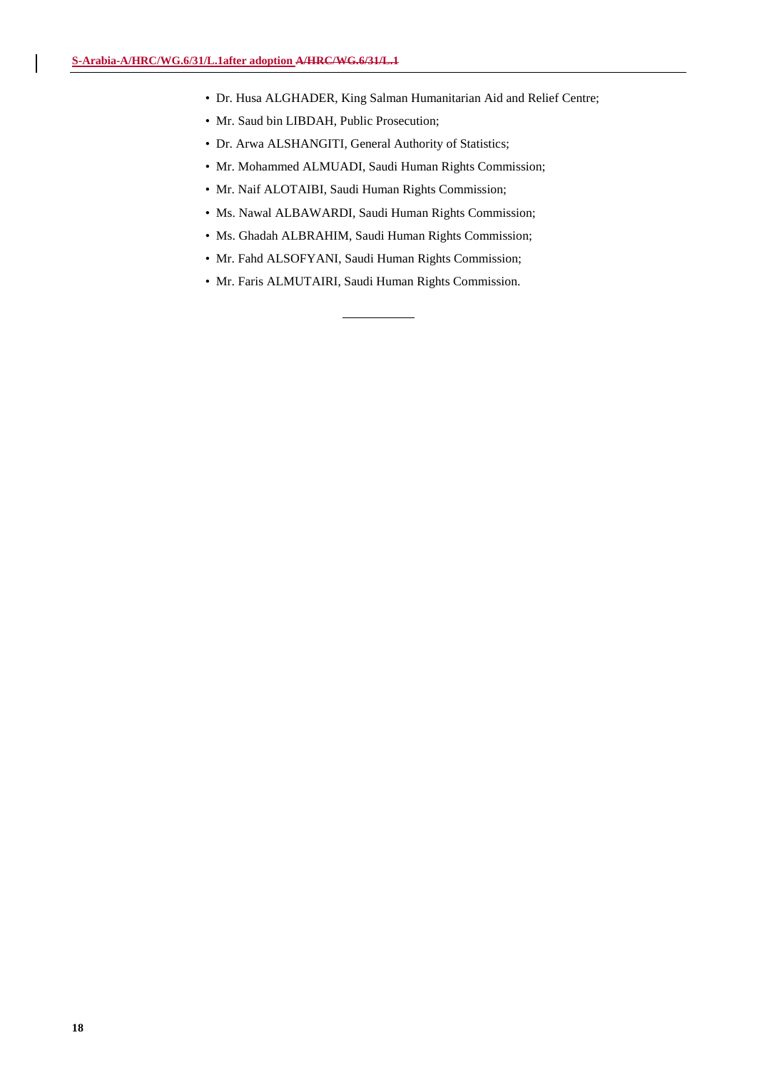- Dr. Husa ALGHADER, King Salman Humanitarian Aid and Relief Centre;
- Mr. Saud bin LIBDAH, Public Prosecution;
- Dr. Arwa ALSHANGITI, General Authority of Statistics;
- Mr. Mohammed ALMUADI, Saudi Human Rights Commission;
- Mr. Naif ALOTAIBI, Saudi Human Rights Commission;
- Ms. Nawal ALBAWARDI, Saudi Human Rights Commission;
- Ms. Ghadah ALBRAHIM, Saudi Human Rights Commission;
- Mr. Fahd ALSOFYANI, Saudi Human Rights Commission;
- Mr. Faris ALMUTAIRI, Saudi Human Rights Commission.